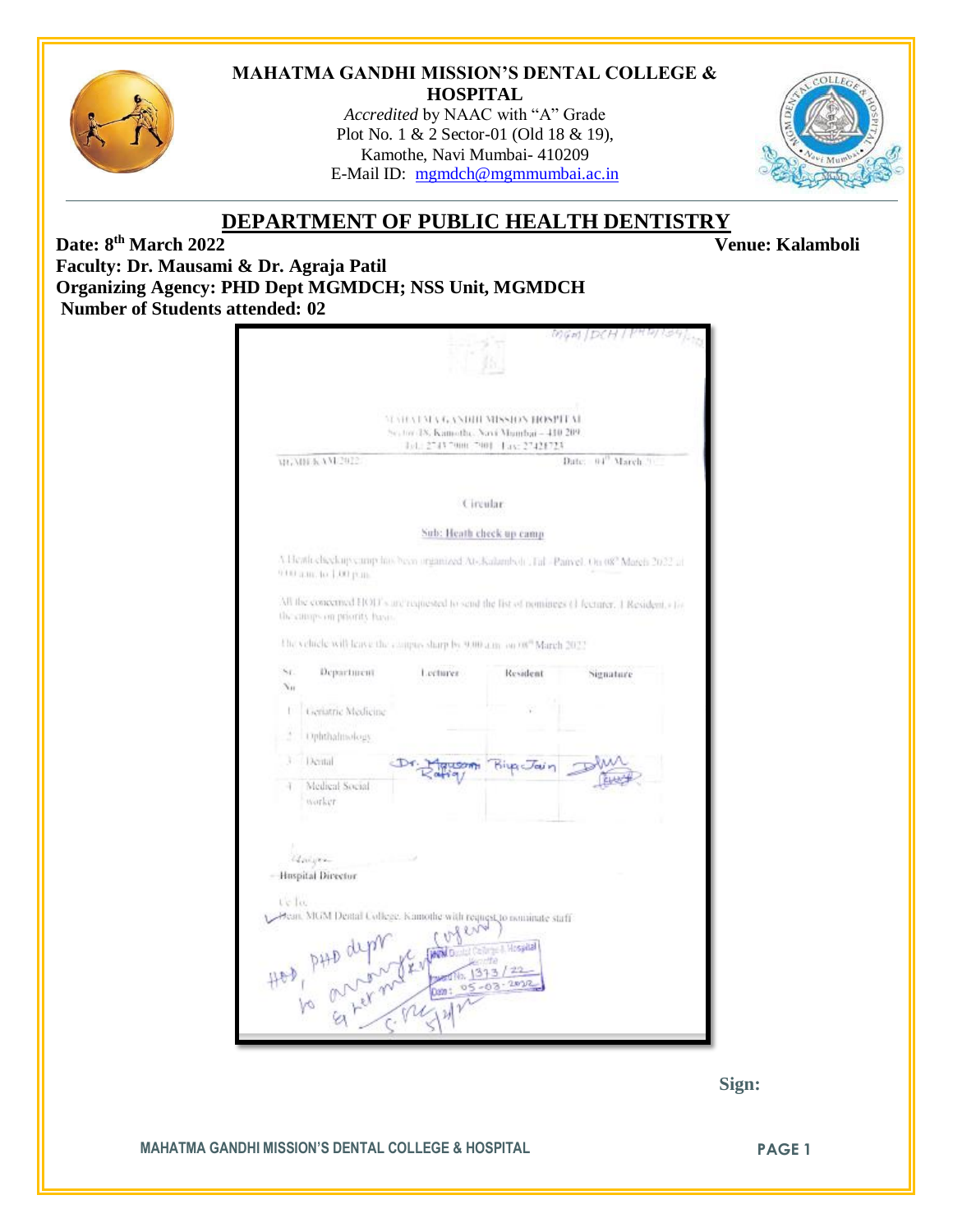# MAHATMA GANDHI MISSION'S DENTAL COLLEGE & HOSPITAL

*Accredited* by NAAC with "A" Grade
Plot No. 1 & 2 Sector-01 (Old 18 & 19),
Kamothe, Navi Mumbai- 410209
E-Mail ID: mgmdch@mgmmumbai.ac.in

## DEPARTMENT OF PUBLIC HEALTH DENTISTRY

**Date: 8th March 2022** **Venue: Kalamboli**

**Faculty: Dr. Mausami & Dr. Agraja Patil**

**Organizing Agency: PHD Dept MGMDCH; NSS Unit, MGMDCH**

**Number of Students attended: 02**

MGM/DCH/PHD/134/2022

MAHATMA GANDHI MISSION HOSPITAL
Sector-18, Kamothe, Navi Mumbai – 410 209
Tel.: 27437900, 7901 Fax: 27421723

MGMH/KAM/2022/ Date: 04th March 2022

Circular

Sub: Heath check up camp

A Heath check up camp has been organized At- Kalamboli, Tal - Panvel. On 08th March 2022 at 9.00 a.m. to 1.00 p.m.

All the concerned HOD's are requested to send the list of nominees (1 lecturer, 1 Resident.) to the camps on priority basis.

The vehicle will leave the campus sharp by 9.00 a.m. on 08th March 2022

| Sr. No | Department | Lecturer | Resident | Signature |
|---|---|---|---|---|
| 1 | Geriatric Medicine | | | |
| 2 | Ophthalmology | | | |
| 3 | Dental | Dr. Mausami Rathy | Biya Jain | |
| 4 | Medical Social worker | | | |

Hospital Director

Cc To,
Dean, MGM Dental College, Kamothe with request to nominate staff

HOD, PHD dept to arrange & return urgent

MGM Dental College & Hospital
Inward No. 1373/22
Date: 05-03-2022

**Sign:**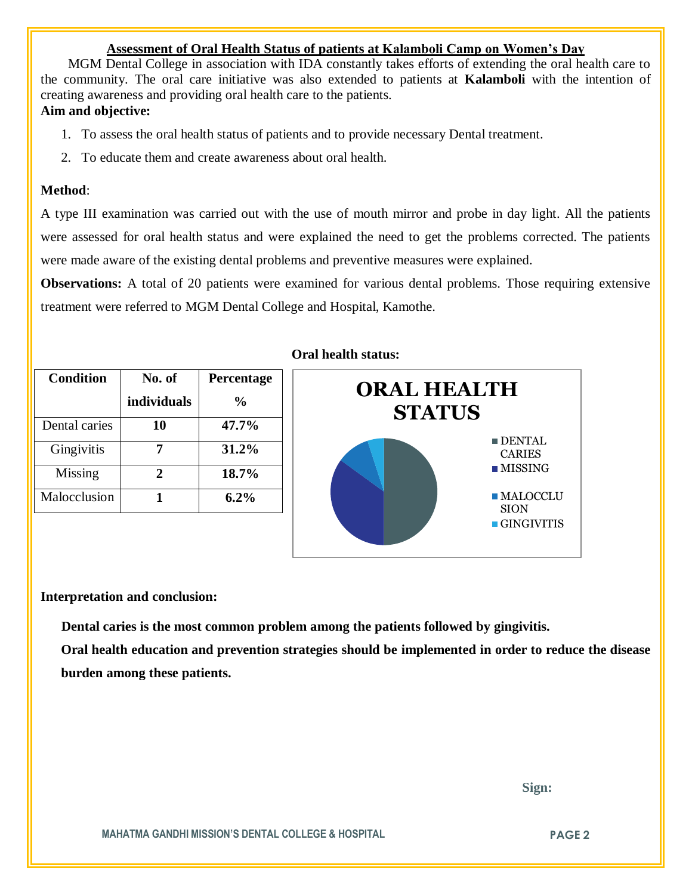## Assessment of Oral Health Status of patients at Kalamboli Camp on Women's Day

MGM Dental College in association with IDA constantly takes efforts of extending the oral health care to the community. The oral care initiative was also extended to patients at **Kalamboli** with the intention of creating awareness and providing oral health care to the patients.

**Aim and objective:**

1. To assess the oral health status of patients and to provide necessary Dental treatment.
2. To educate them and create awareness about oral health.

**Method**:

A type III examination was carried out with the use of mouth mirror and probe in day light. All the patients were assessed for oral health status and were explained the need to get the problems corrected. The patients were made aware of the existing dental problems and preventive measures were explained.

**Observations:** A total of 20 patients were examined for various dental problems. Those requiring extensive treatment were referred to MGM Dental College and Hospital, Kamothe.

| Condition | No. of individuals | Percentage % |
|---|---|---|
| Dental caries | **10** | **47.7%** |
| Gingivitis | **7** | **31.2%** |
| Missing | **2** | **18.7%** |
| Malocclusion | **1** | **6.2%** |

**Oral health status:**

ORAL HEALTH STATUS

- DENTAL CARIES
- MISSING
- MALOCCLUSION
- GINGIVITIS

**Interpretation and conclusion:**

**Dental caries is the most common problem among the patients followed by gingivitis.**

**Oral health education and prevention strategies should be implemented in order to reduce the disease burden among these patients.**

**Sign:**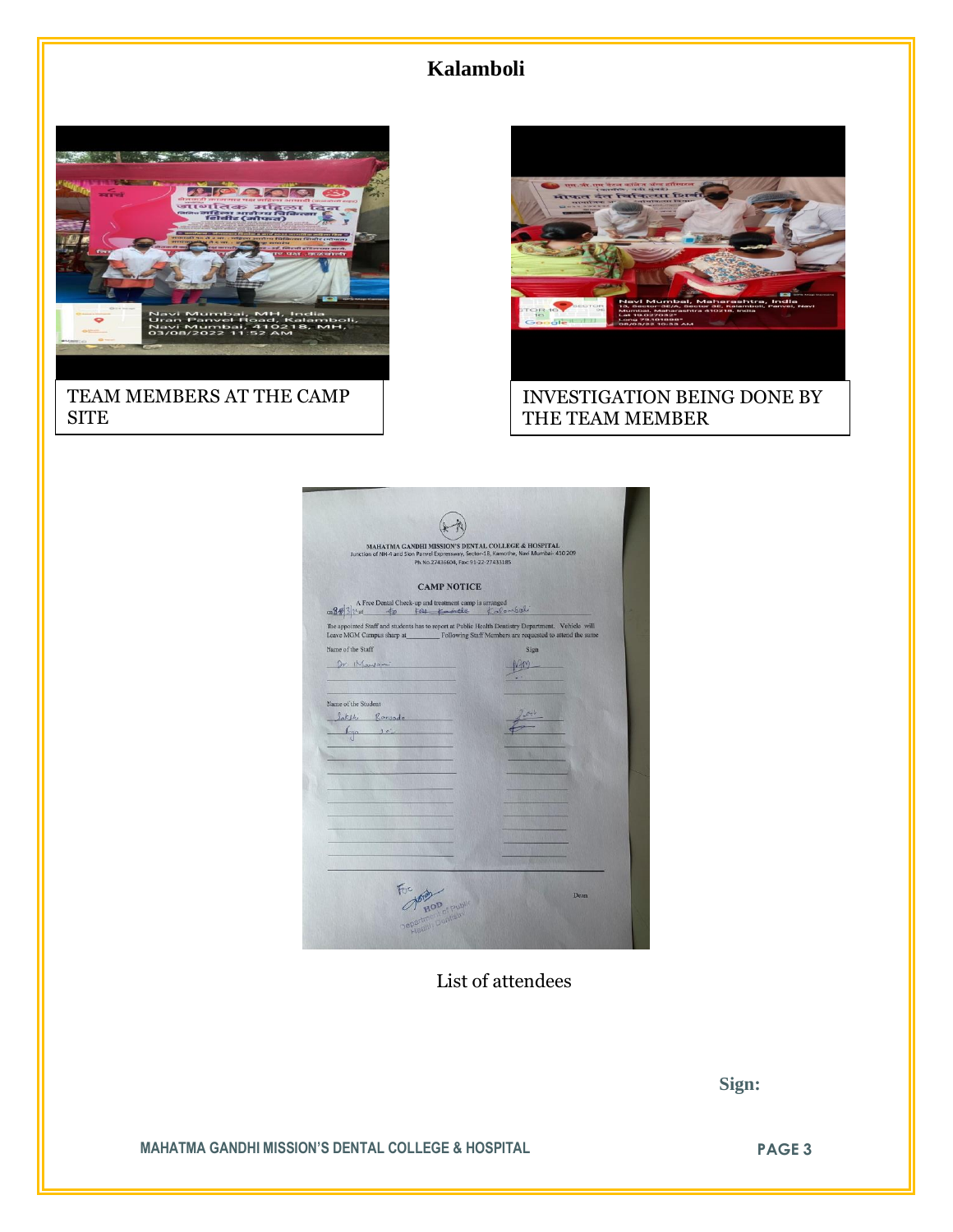# Kalamboli

TEAM MEMBERS AT THE CAMP SITE

INVESTIGATION BEING DONE BY THE TEAM MEMBER

List of attendees

**Sign:**